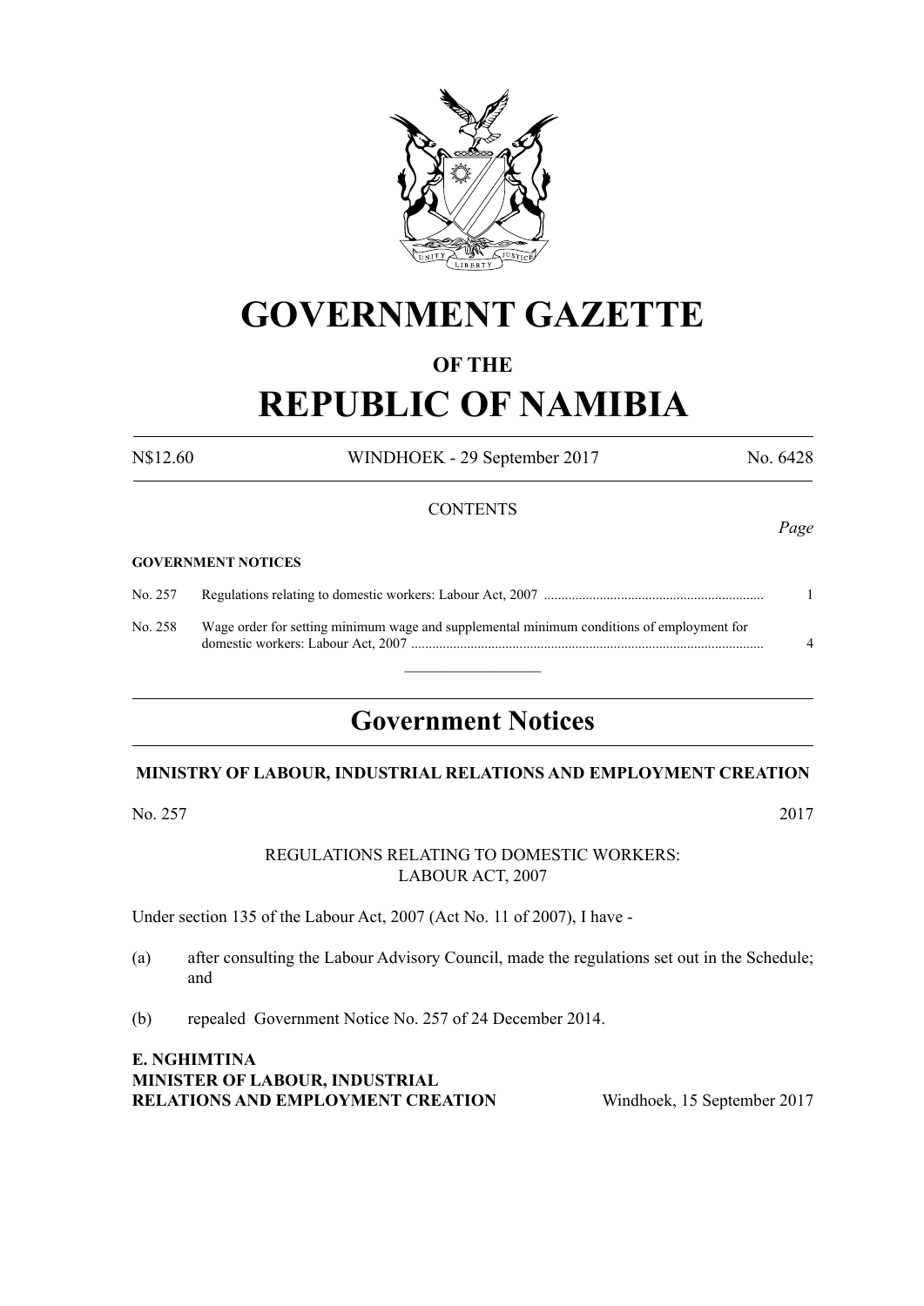# GOVERNMENT GAZETTE

## OF THE

# REPUBLIC OF NAMIBIA

N$12.60 WINDHOEK - 29 September 2017 No. 6428

CONTENTS

*Page*

**GOVERNMENT NOTICES**

| | | |
|---|---|---|
| No. 257 | Regulations relating to domestic workers: Labour Act, 2007 | 1 |
| No. 258 | Wage order for setting minimum wage and supplemental minimum conditions of employment for domestic workers: Labour Act, 2007 | 4 |

## Government Notices

**MINISTRY OF LABOUR, INDUSTRIAL RELATIONS AND EMPLOYMENT CREATION**

No. 257 2017

REGULATIONS RELATING TO DOMESTIC WORKERS:
LABOUR ACT, 2007

Under section 135 of the Labour Act, 2007 (Act No. 11 of 2007), I have -

(a) after consulting the Labour Advisory Council, made the regulations set out in the Schedule; and

(b) repealed Government Notice No. 257 of 24 December 2014.

**E. NGHIMTINA**
**MINISTER OF LABOUR, INDUSTRIAL RELATIONS AND EMPLOYMENT CREATION** Windhoek, 15 September 2017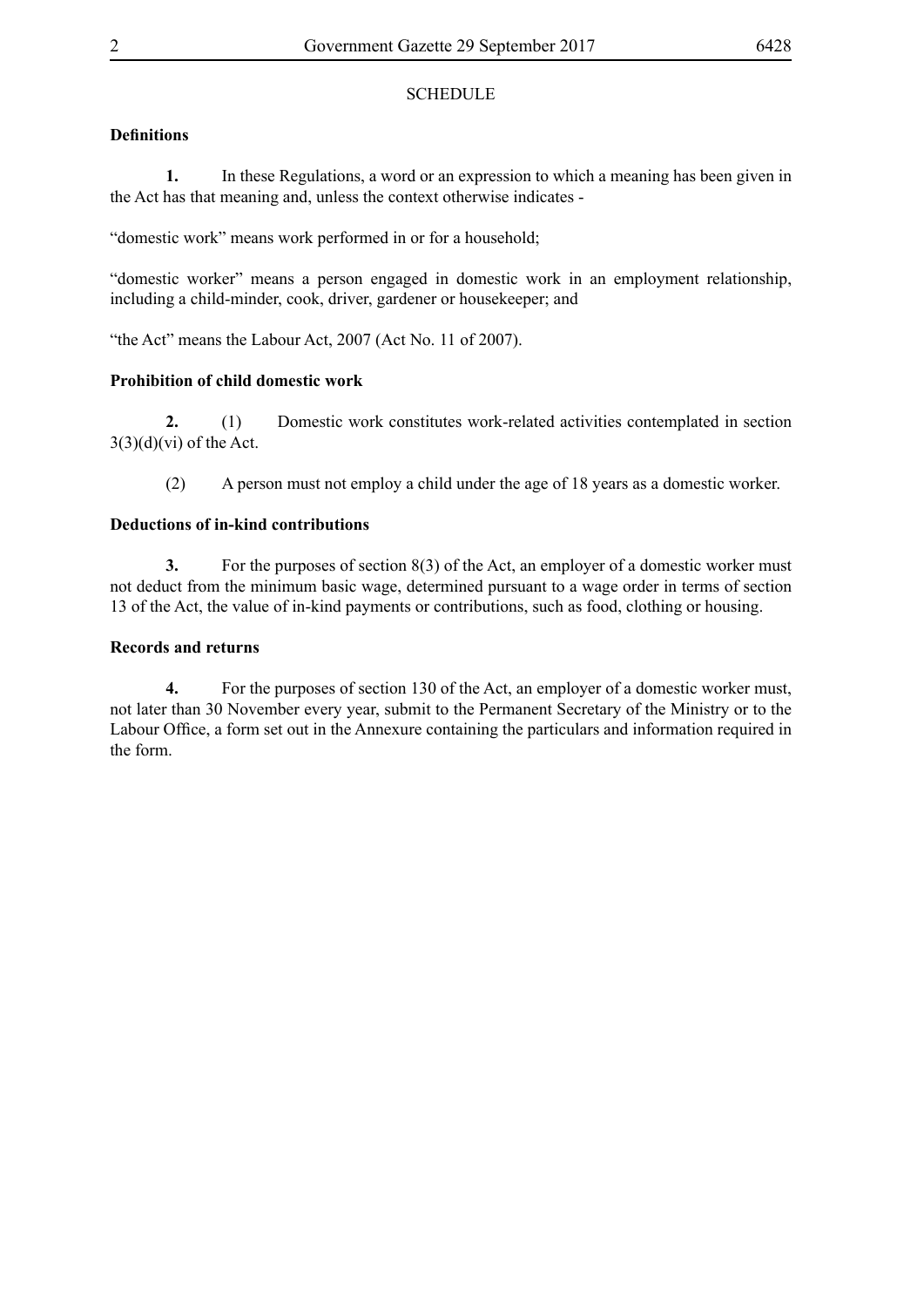SCHEDULE

**Definitions**

**1.** In these Regulations, a word or an expression to which a meaning has been given in the Act has that meaning and, unless the context otherwise indicates -

"domestic work" means work performed in or for a household;

"domestic worker" means a person engaged in domestic work in an employment relationship, including a child-minder, cook, driver, gardener or housekeeper; and

"the Act" means the Labour Act, 2007 (Act No. 11 of 2007).

**Prohibition of child domestic work**

**2.** (1) Domestic work constitutes work-related activities contemplated in section 3(3)(d)(vi) of the Act.

(2) A person must not employ a child under the age of 18 years as a domestic worker.

**Deductions of in-kind contributions**

**3.** For the purposes of section 8(3) of the Act, an employer of a domestic worker must not deduct from the minimum basic wage, determined pursuant to a wage order in terms of section 13 of the Act, the value of in-kind payments or contributions, such as food, clothing or housing.

**Records and returns**

**4.** For the purposes of section 130 of the Act, an employer of a domestic worker must, not later than 30 November every year, submit to the Permanent Secretary of the Ministry or to the Labour Office, a form set out in the Annexure containing the particulars and information required in the form.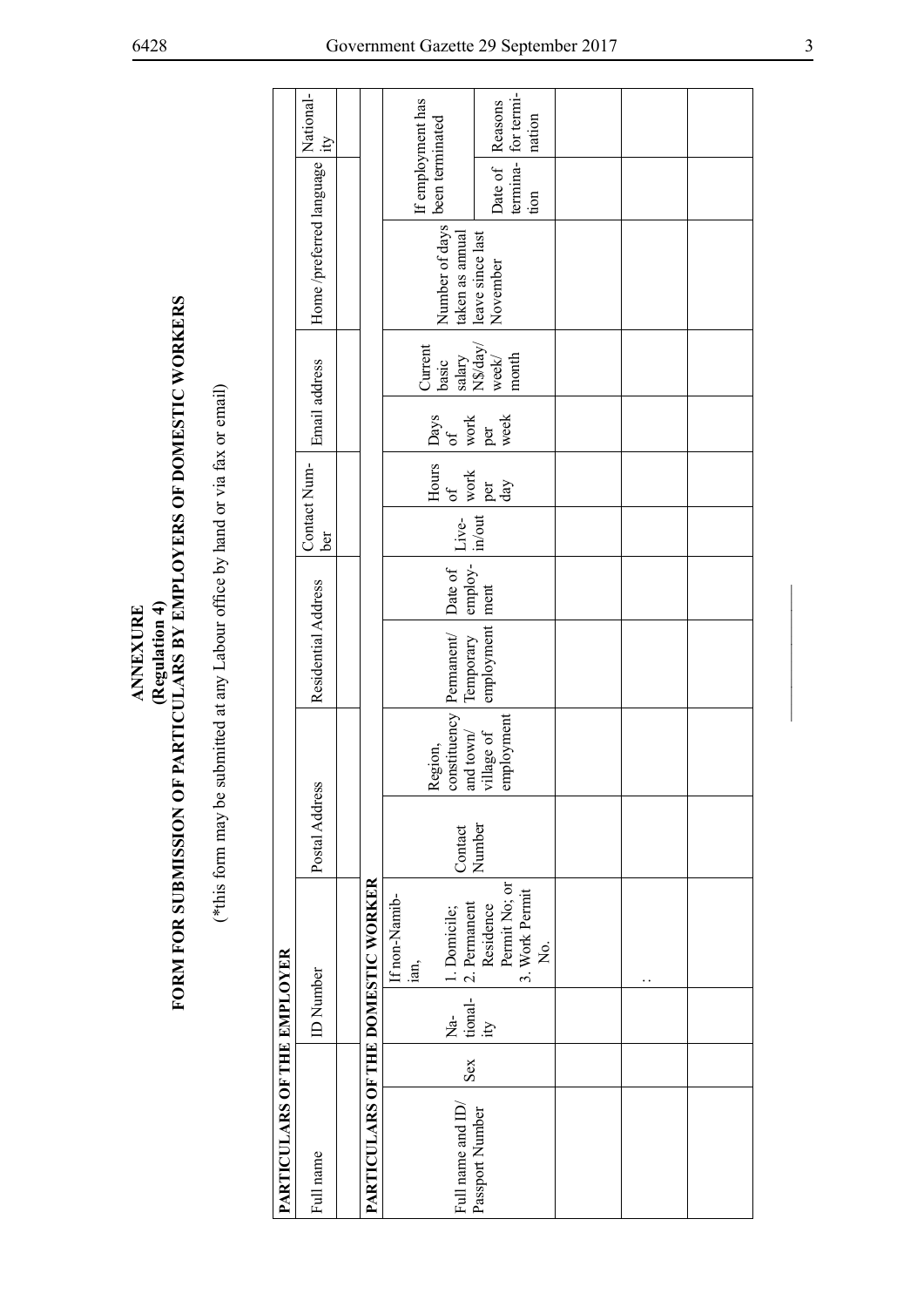# ANNEXURE
## (Regulation 4)
## FORM FOR SUBMISSION OF PARTICULARS BY EMPLOYERS OF DOMESTIC WORKERS

(*this form may be submitted at any Labour office by hand or via fax or email)

**PARTICULARS OF THE EMPLOYER**

| Full name | ID Number | Postal Address | Residential Address | Contact Number | Email address | Home /preferred language | Nationality |
|---|---|---|---|---|---|---|---|
| | | | | | | | |

**PARTICULARS OF THE DOMESTIC WORKER**

| Full name and ID/ Passport Number | Sex | Nationality | If non-Namibian, 1. Domicile; 2. Permanent Residence Permit No; or 3. Work Permit No. | Contact Number | Region, constituency and town/ village of employment | Permanent/ Temporary employment | Date of employment | Live-in/out | Hours of work per day | Days of work per week | Current basic salary N$/day/ week/ month | Number of days taken as annual leave since last November | If employment has been terminated | |
|---|---|---|---|---|---|---|---|---|---|---|---|---|---|---|
| | | | | | | | | | | | | | Date of termination | Reasons for termination |
| | | | | | | | | | | | | | | |
| | | | : | | | | | | | | | | | |
| | | | | | | | | | | | | | | |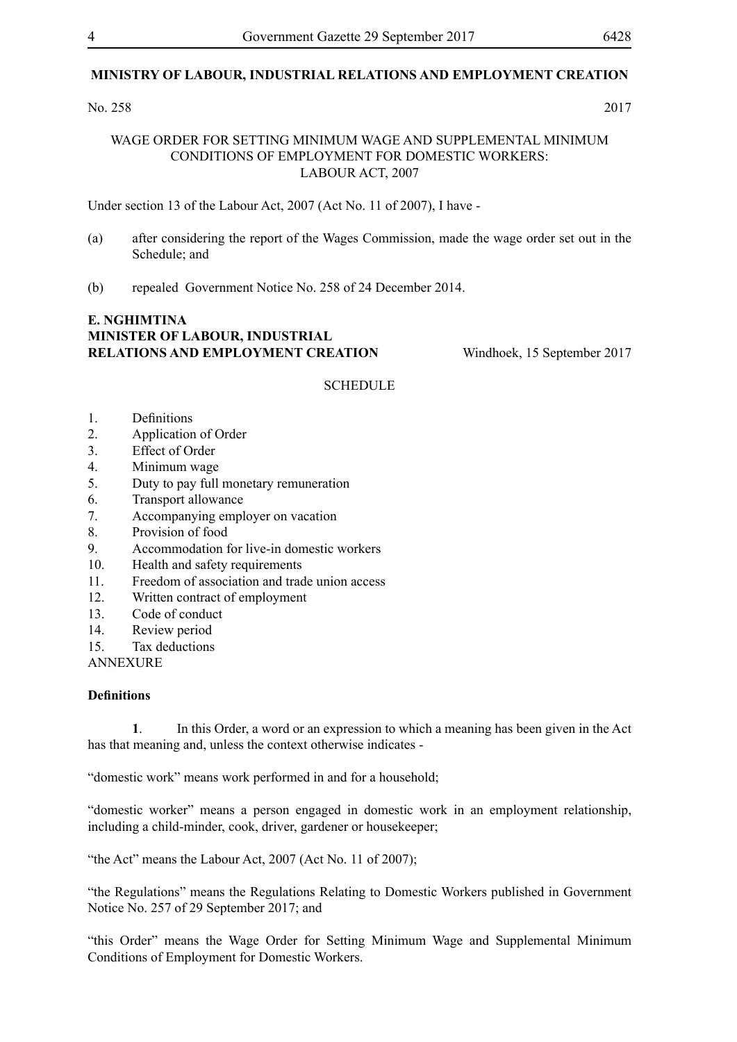**MINISTRY OF LABOUR, INDUSTRIAL RELATIONS AND EMPLOYMENT CREATION**

No. 258 2017

WAGE ORDER FOR SETTING MINIMUM WAGE AND SUPPLEMENTAL MINIMUM CONDITIONS OF EMPLOYMENT FOR DOMESTIC WORKERS: LABOUR ACT, 2007

Under section 13 of the Labour Act, 2007 (Act No. 11 of 2007), I have -

(a) after considering the report of the Wages Commission, made the wage order set out in the Schedule; and

(b) repealed Government Notice No. 258 of 24 December 2014.

**E. NGHIMTINA**
**MINISTER OF LABOUR, INDUSTRIAL RELATIONS AND EMPLOYMENT CREATION** Windhoek, 15 September 2017

SCHEDULE

1. Definitions
2. Application of Order
3. Effect of Order
4. Minimum wage
5. Duty to pay full monetary remuneration
6. Transport allowance
7. Accompanying employer on vacation
8. Provision of food
9. Accommodation for live-in domestic workers
10. Health and safety requirements
11. Freedom of association and trade union access
12. Written contract of employment
13. Code of conduct
14. Review period
15. Tax deductions

ANNEXURE

**Definitions**

**1**. In this Order, a word or an expression to which a meaning has been given in the Act has that meaning and, unless the context otherwise indicates -

"domestic work" means work performed in and for a household;

"domestic worker" means a person engaged in domestic work in an employment relationship, including a child-minder, cook, driver, gardener or housekeeper;

"the Act" means the Labour Act, 2007 (Act No. 11 of 2007);

"the Regulations" means the Regulations Relating to Domestic Workers published in Government Notice No. 257 of 29 September 2017; and

"this Order" means the Wage Order for Setting Minimum Wage and Supplemental Minimum Conditions of Employment for Domestic Workers.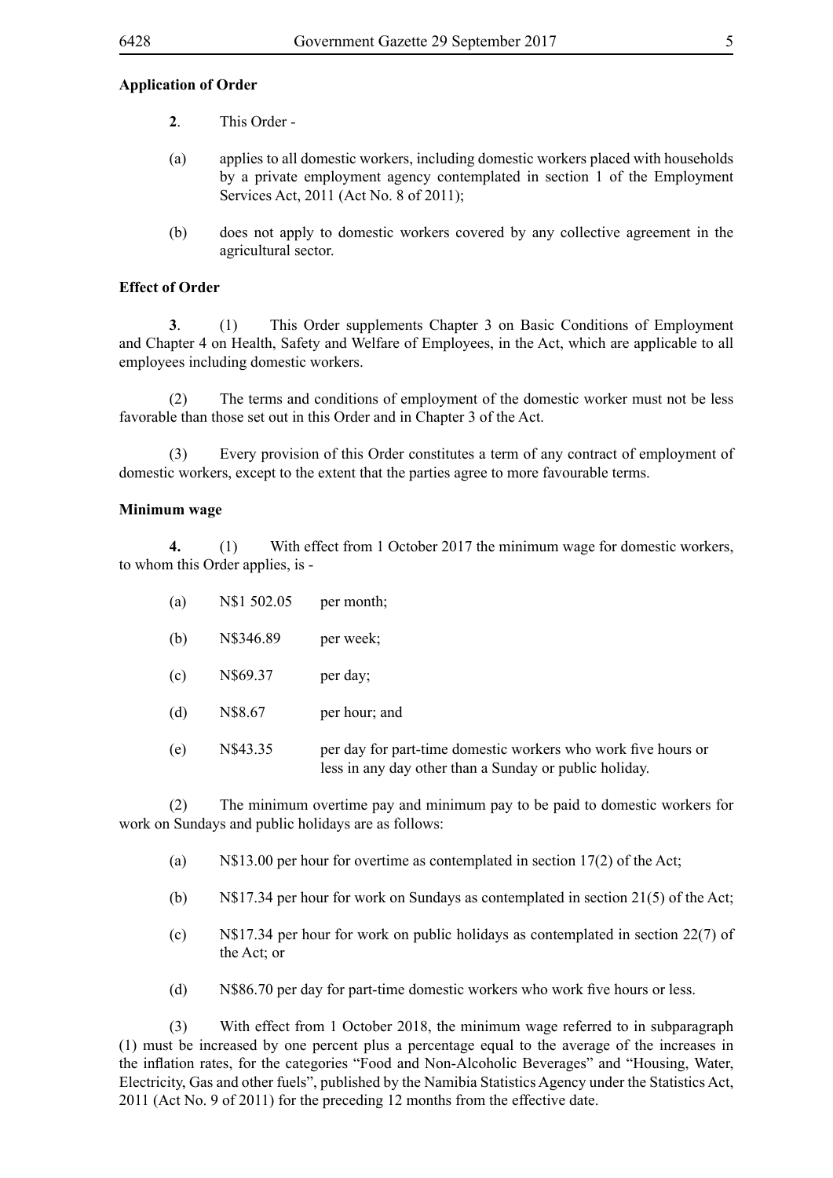**Application of Order**

**2**. This Order -

(a) applies to all domestic workers, including domestic workers placed with households by a private employment agency contemplated in section 1 of the Employment Services Act, 2011 (Act No. 8 of 2011);

(b) does not apply to domestic workers covered by any collective agreement in the agricultural sector.

**Effect of Order**

**3**. (1) This Order supplements Chapter 3 on Basic Conditions of Employment and Chapter 4 on Health, Safety and Welfare of Employees, in the Act, which are applicable to all employees including domestic workers.

(2) The terms and conditions of employment of the domestic worker must not be less favorable than those set out in this Order and in Chapter 3 of the Act.

(3) Every provision of this Order constitutes a term of any contract of employment of domestic workers, except to the extent that the parties agree to more favourable terms.

**Minimum wage**

**4.** (1) With effect from 1 October 2017 the minimum wage for domestic workers, to whom this Order applies, is -

(a) N$1 502.05 per month;

(b) N$346.89 per week;

(c) N$69.37 per day;

(d) N$8.67 per hour; and

(e) N$43.35 per day for part-time domestic workers who work five hours or less in any day other than a Sunday or public holiday.

(2) The minimum overtime pay and minimum pay to be paid to domestic workers for work on Sundays and public holidays are as follows:

(a) N$13.00 per hour for overtime as contemplated in section 17(2) of the Act;

(b) N$17.34 per hour for work on Sundays as contemplated in section 21(5) of the Act;

(c) N$17.34 per hour for work on public holidays as contemplated in section 22(7) of the Act; or

(d) N$86.70 per day for part-time domestic workers who work five hours or less.

(3) With effect from 1 October 2018, the minimum wage referred to in subparagraph (1) must be increased by one percent plus a percentage equal to the average of the increases in the inflation rates, for the categories "Food and Non-Alcoholic Beverages" and "Housing, Water, Electricity, Gas and other fuels", published by the Namibia Statistics Agency under the Statistics Act, 2011 (Act No. 9 of 2011) for the preceding 12 months from the effective date.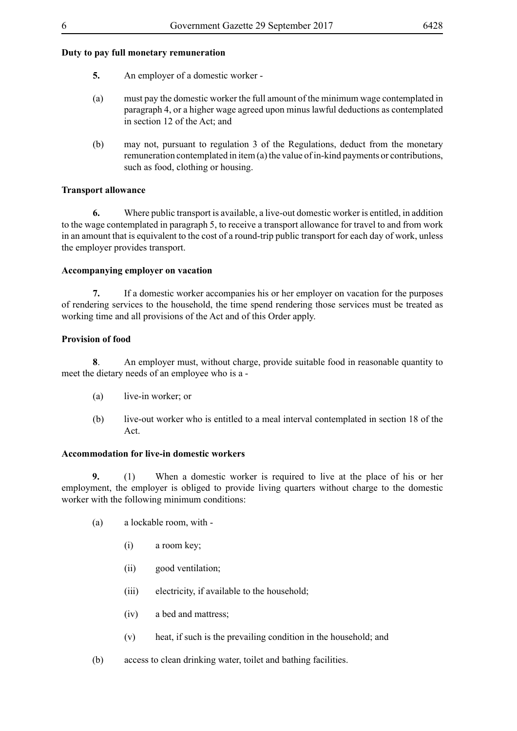**Duty to pay full monetary remuneration**

**5.** An employer of a domestic worker -

(a) must pay the domestic worker the full amount of the minimum wage contemplated in paragraph 4, or a higher wage agreed upon minus lawful deductions as contemplated in section 12 of the Act; and

(b) may not, pursuant to regulation 3 of the Regulations, deduct from the monetary remuneration contemplated in item (a) the value of in-kind payments or contributions, such as food, clothing or housing.

**Transport allowance**

**6.** Where public transport is available, a live-out domestic worker is entitled, in addition to the wage contemplated in paragraph 5, to receive a transport allowance for travel to and from work in an amount that is equivalent to the cost of a round-trip public transport for each day of work, unless the employer provides transport.

**Accompanying employer on vacation**

**7.** If a domestic worker accompanies his or her employer on vacation for the purposes of rendering services to the household, the time spend rendering those services must be treated as working time and all provisions of the Act and of this Order apply.

**Provision of food**

**8**. An employer must, without charge, provide suitable food in reasonable quantity to meet the dietary needs of an employee who is a -

(a) live-in worker; or

(b) live-out worker who is entitled to a meal interval contemplated in section 18 of the Act.

**Accommodation for live-in domestic workers**

**9.** (1) When a domestic worker is required to live at the place of his or her employment, the employer is obliged to provide living quarters without charge to the domestic worker with the following minimum conditions:

(a) a lockable room, with -

(i) a room key;

(ii) good ventilation;

(iii) electricity, if available to the household;

(iv) a bed and mattress;

(v) heat, if such is the prevailing condition in the household; and

(b) access to clean drinking water, toilet and bathing facilities.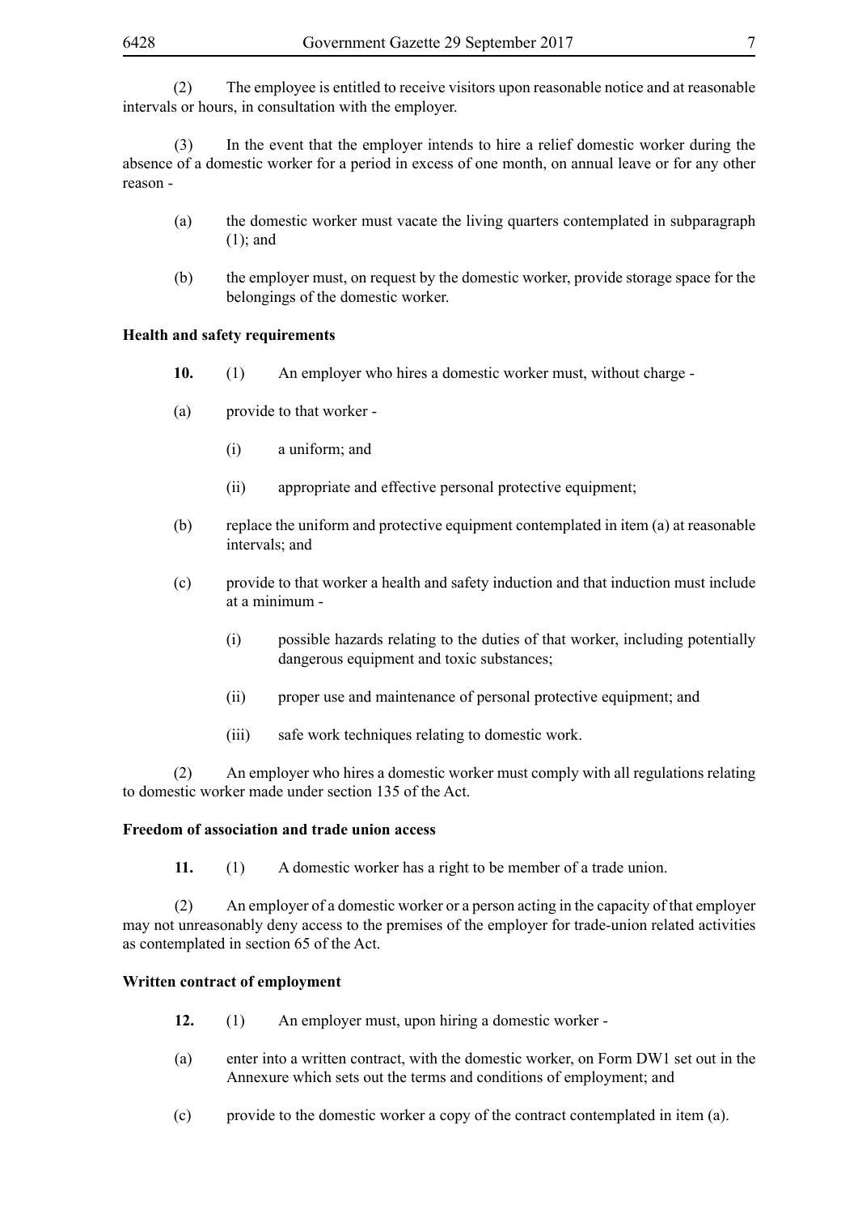(2) The employee is entitled to receive visitors upon reasonable notice and at reasonable intervals or hours, in consultation with the employer.

(3) In the event that the employer intends to hire a relief domestic worker during the absence of a domestic worker for a period in excess of one month, on annual leave or for any other reason -

(a) the domestic worker must vacate the living quarters contemplated in subparagraph (1); and

(b) the employer must, on request by the domestic worker, provide storage space for the belongings of the domestic worker.

**Health and safety requirements**

**10.** (1) An employer who hires a domestic worker must, without charge -

(a) provide to that worker -

(i) a uniform; and

(ii) appropriate and effective personal protective equipment;

(b) replace the uniform and protective equipment contemplated in item (a) at reasonable intervals; and

(c) provide to that worker a health and safety induction and that induction must include at a minimum -

(i) possible hazards relating to the duties of that worker, including potentially dangerous equipment and toxic substances;

(ii) proper use and maintenance of personal protective equipment; and

(iii) safe work techniques relating to domestic work.

(2) An employer who hires a domestic worker must comply with all regulations relating to domestic worker made under section 135 of the Act.

**Freedom of association and trade union access**

**11.** (1) A domestic worker has a right to be member of a trade union.

(2) An employer of a domestic worker or a person acting in the capacity of that employer may not unreasonably deny access to the premises of the employer for trade-union related activities as contemplated in section 65 of the Act.

**Written contract of employment**

**12.** (1) An employer must, upon hiring a domestic worker -

(a) enter into a written contract, with the domestic worker, on Form DW1 set out in the Annexure which sets out the terms and conditions of employment; and

(c) provide to the domestic worker a copy of the contract contemplated in item (a).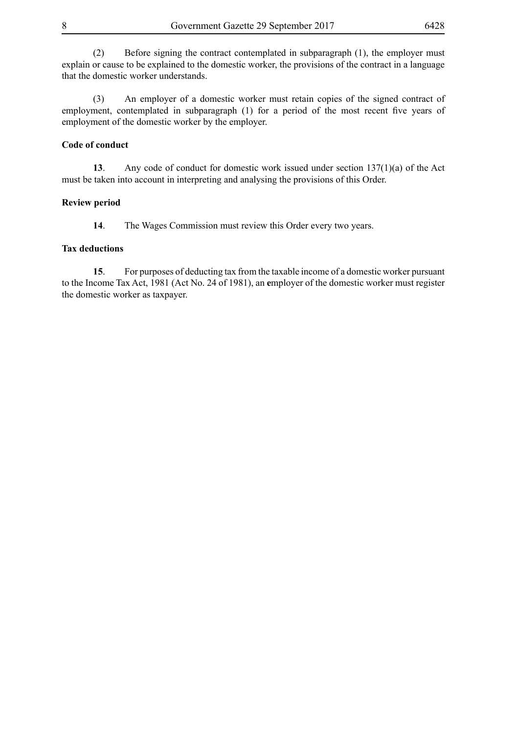(2) Before signing the contract contemplated in subparagraph (1), the employer must explain or cause to be explained to the domestic worker, the provisions of the contract in a language that the domestic worker understands.

(3) An employer of a domestic worker must retain copies of the signed contract of employment, contemplated in subparagraph (1) for a period of the most recent five years of employment of the domestic worker by the employer.

**Code of conduct**

**13**. Any code of conduct for domestic work issued under section 137(1)(a) of the Act must be taken into account in interpreting and analysing the provisions of this Order.

**Review period**

**14**. The Wages Commission must review this Order every two years.

**Tax deductions**

**15**. For purposes of deducting tax from the taxable income of a domestic worker pursuant to the Income Tax Act, 1981 (Act No. 24 of 1981), an employer of the domestic worker must register the domestic worker as taxpayer.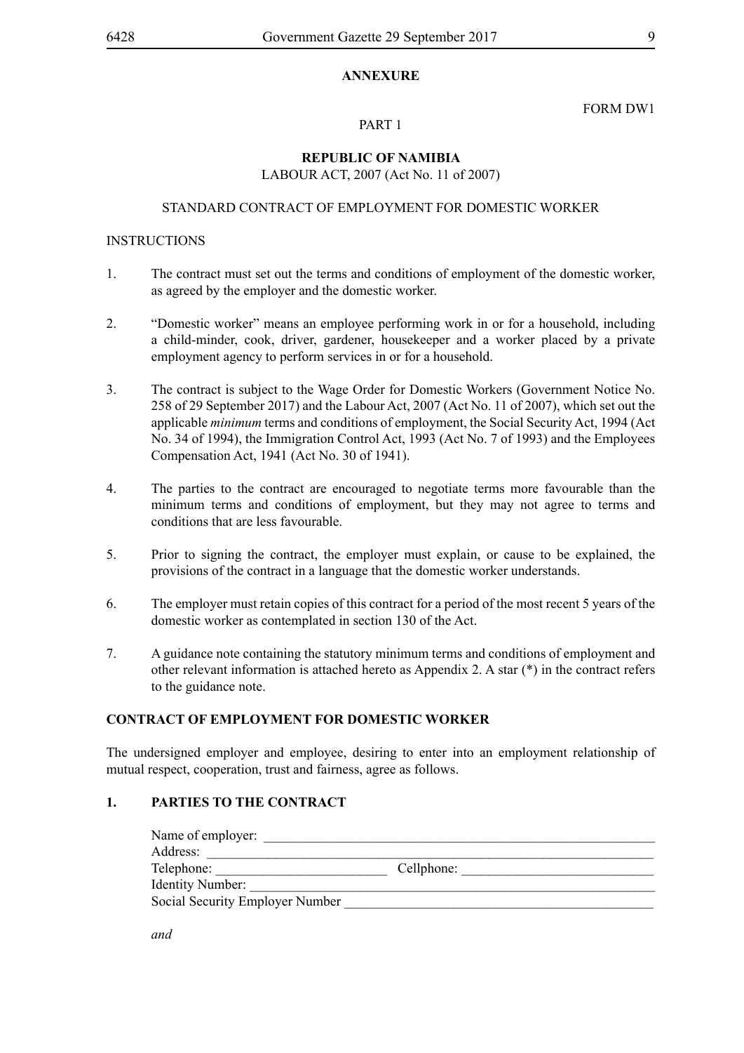**ANNEXURE**

FORM DW1

PART 1

**REPUBLIC OF NAMIBIA**

LABOUR ACT, 2007 (Act No. 11 of 2007)

STANDARD CONTRACT OF EMPLOYMENT FOR DOMESTIC WORKER

INSTRUCTIONS

1. The contract must set out the terms and conditions of employment of the domestic worker, as agreed by the employer and the domestic worker.

2. "Domestic worker" means an employee performing work in or for a household, including a child-minder, cook, driver, gardener, housekeeper and a worker placed by a private employment agency to perform services in or for a household.

3. The contract is subject to the Wage Order for Domestic Workers (Government Notice No. 258 of 29 September 2017) and the Labour Act, 2007 (Act No. 11 of 2007), which set out the applicable *minimum* terms and conditions of employment, the Social Security Act, 1994 (Act No. 34 of 1994), the Immigration Control Act, 1993 (Act No. 7 of 1993) and the Employees Compensation Act, 1941 (Act No. 30 of 1941).

4. The parties to the contract are encouraged to negotiate terms more favourable than the minimum terms and conditions of employment, but they may not agree to terms and conditions that are less favourable.

5. Prior to signing the contract, the employer must explain, or cause to be explained, the provisions of the contract in a language that the domestic worker understands.

6. The employer must retain copies of this contract for a period of the most recent 5 years of the domestic worker as contemplated in section 130 of the Act.

7. A guidance note containing the statutory minimum terms and conditions of employment and other relevant information is attached hereto as Appendix 2. A star (*) in the contract refers to the guidance note.

**CONTRACT OF EMPLOYMENT FOR DOMESTIC WORKER**

The undersigned employer and employee, desiring to enter into an employment relationship of mutual respect, cooperation, trust and fairness, agree as follows.

**1. PARTIES TO THE CONTRACT**

Name of employer: ____________________________________________________________

Address: ____________________________________________________________________

Telephone: _________________________ Cellphone: ____________________________

Identity Number: ______________________________________________________________

Social Security Employer Number _____________________________________________

*and*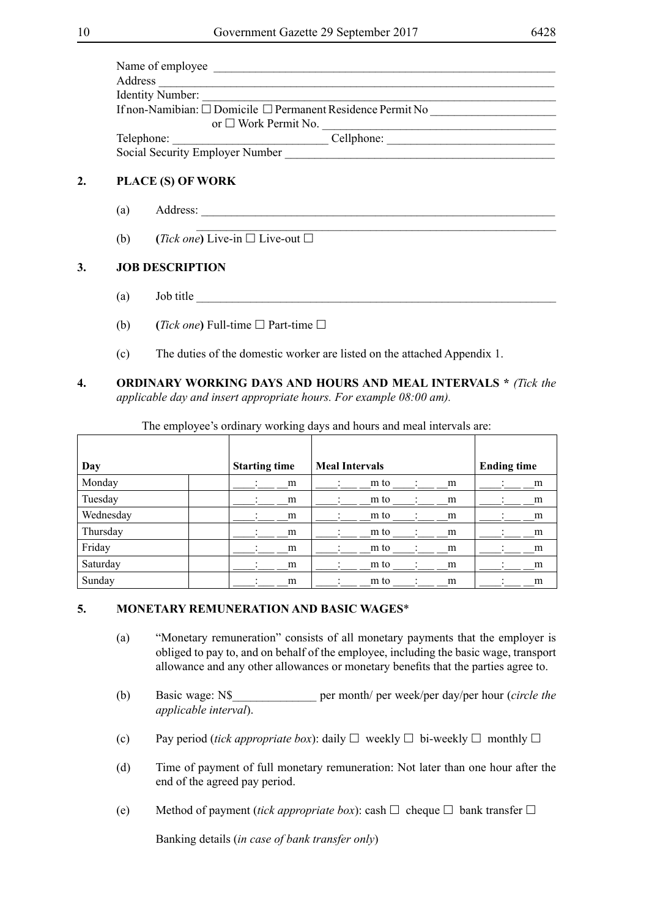Name of employee ____________________________________________________________
Address ______________________________________________________________________
Identity Number: ______________________________________________________________
If non-Namibian: ☐ Domicile ☐ Permanent Residence Permit No ____________________
or ☐ Work Permit No. ______________________________________
Telephone: __________________________ Cellphone: ____________________________
Social Security Employer Number ______________________________________________

## 2. PLACE (S) OF WORK

(a) Address: ______________________________________________________________
______________________________________________________________

(b) (*Tick one*) Live-in ☐ Live-out ☐

## 3. JOB DESCRIPTION

(a) Job title ______________________________________________________________

(b) (*Tick one*) Full-time ☐ Part-time ☐

(c) The duties of the domestic worker are listed on the attached Appendix 1.

## 4. ORDINARY WORKING DAYS AND HOURS AND MEAL INTERVALS * *(Tick the applicable day and insert appropriate hours. For example 08:00 am).*

The employee's ordinary working days and hours and meal intervals are:

| Day | | Starting time | Meal Intervals | Ending time |
|---|---|---|---|---|
| Monday | | ____:___ __m | ____:___ __m to ____:___ __m | ____:___ __m |
| Tuesday | | ____:___ __m | ____:___ __m to ____:___ __m | ____:___ __m |
| Wednesday | | ____:___ __m | ____:___ __m to ____:___ __m | ____:___ __m |
| Thursday | | ____:___ __m | ____:___ __m to ____:___ __m | ____:___ __m |
| Friday | | ____:___ __m | ____:___ __m to ____:___ __m | ____:___ __m |
| Saturday | | ____:___ __m | ____:___ __m to ____:___ __m | ____:___ __m |
| Sunday | | ____:___ __m | ____:___ __m to ____:___ __m | ____:___ __m |

## 5. MONETARY REMUNERATION AND BASIC WAGES*

(a) "Monetary remuneration" consists of all monetary payments that the employer is obliged to pay to, and on behalf of the employee, including the basic wage, transport allowance and any other allowances or monetary benefits that the parties agree to.

(b) Basic wage: N$______________ per month/ per week/per day/per hour (*circle the applicable interval*).

(c) Pay period (*tick appropriate box*): daily ☐ weekly ☐ bi-weekly ☐ monthly ☐

(d) Time of payment of full monetary remuneration: Not later than one hour after the end of the agreed pay period.

(e) Method of payment (*tick appropriate box*): cash ☐ cheque ☐ bank transfer ☐

Banking details (*in case of bank transfer only*)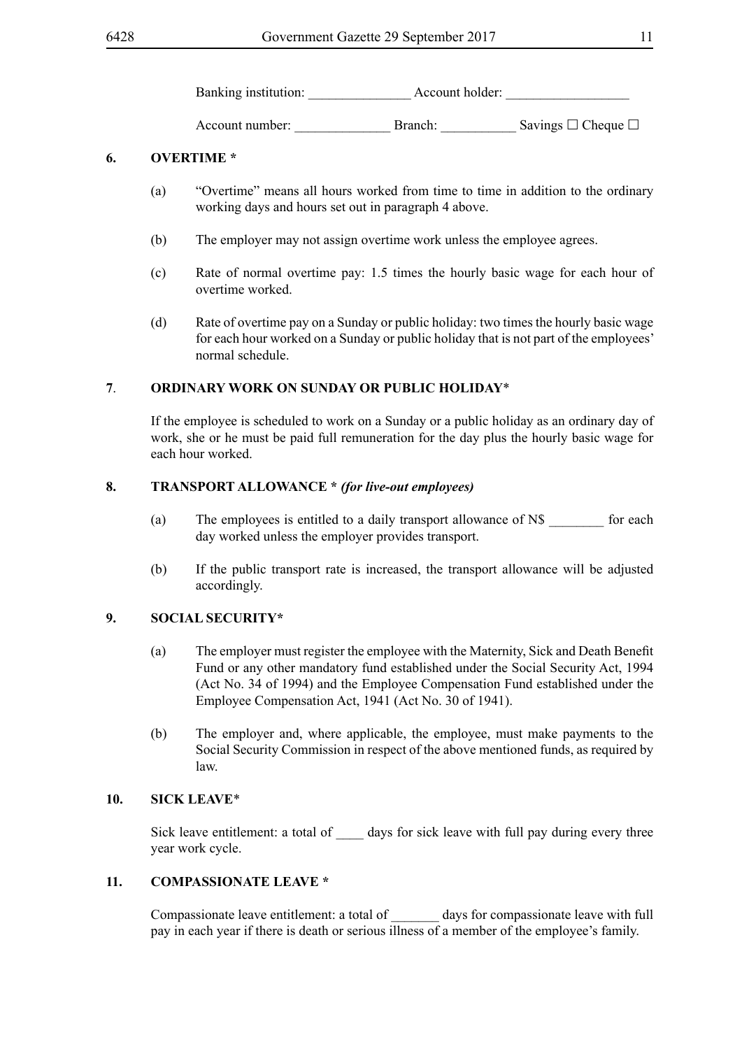Banking institution: _______________ Account holder: __________________

Account number: ______________ Branch: ___________ Savings ☐ Cheque ☐

## 6. OVERTIME *

(a) “Overtime” means all hours worked from time to time in addition to the ordinary working days and hours set out in paragraph 4 above.

(b) The employer may not assign overtime work unless the employee agrees.

(c) Rate of normal overtime pay: 1.5 times the hourly basic wage for each hour of overtime worked.

(d) Rate of overtime pay on a Sunday or public holiday: two times the hourly basic wage for each hour worked on a Sunday or public holiday that is not part of the employees’ normal schedule.

## 7. ORDINARY WORK ON SUNDAY OR PUBLIC HOLIDAY*

If the employee is scheduled to work on a Sunday or a public holiday as an ordinary day of work, she or he must be paid full remuneration for the day plus the hourly basic wage for each hour worked.

## 8. TRANSPORT ALLOWANCE * *(for live-out employees)*

(a) The employees is entitled to a daily transport allowance of N$ ________ for each day worked unless the employer provides transport.

(b) If the public transport rate is increased, the transport allowance will be adjusted accordingly.

## 9. SOCIAL SECURITY*

(a) The employer must register the employee with the Maternity, Sick and Death Benefit Fund or any other mandatory fund established under the Social Security Act, 1994 (Act No. 34 of 1994) and the Employee Compensation Fund established under the Employee Compensation Act, 1941 (Act No. 30 of 1941).

(b) The employer and, where applicable, the employee, must make payments to the Social Security Commission in respect of the above mentioned funds, as required by law.

## 10. SICK LEAVE*

Sick leave entitlement: a total of ____ days for sick leave with full pay during every three year work cycle.

## 11. COMPASSIONATE LEAVE *

Compassionate leave entitlement: a total of _______ days for compassionate leave with full pay in each year if there is death or serious illness of a member of the employee’s family.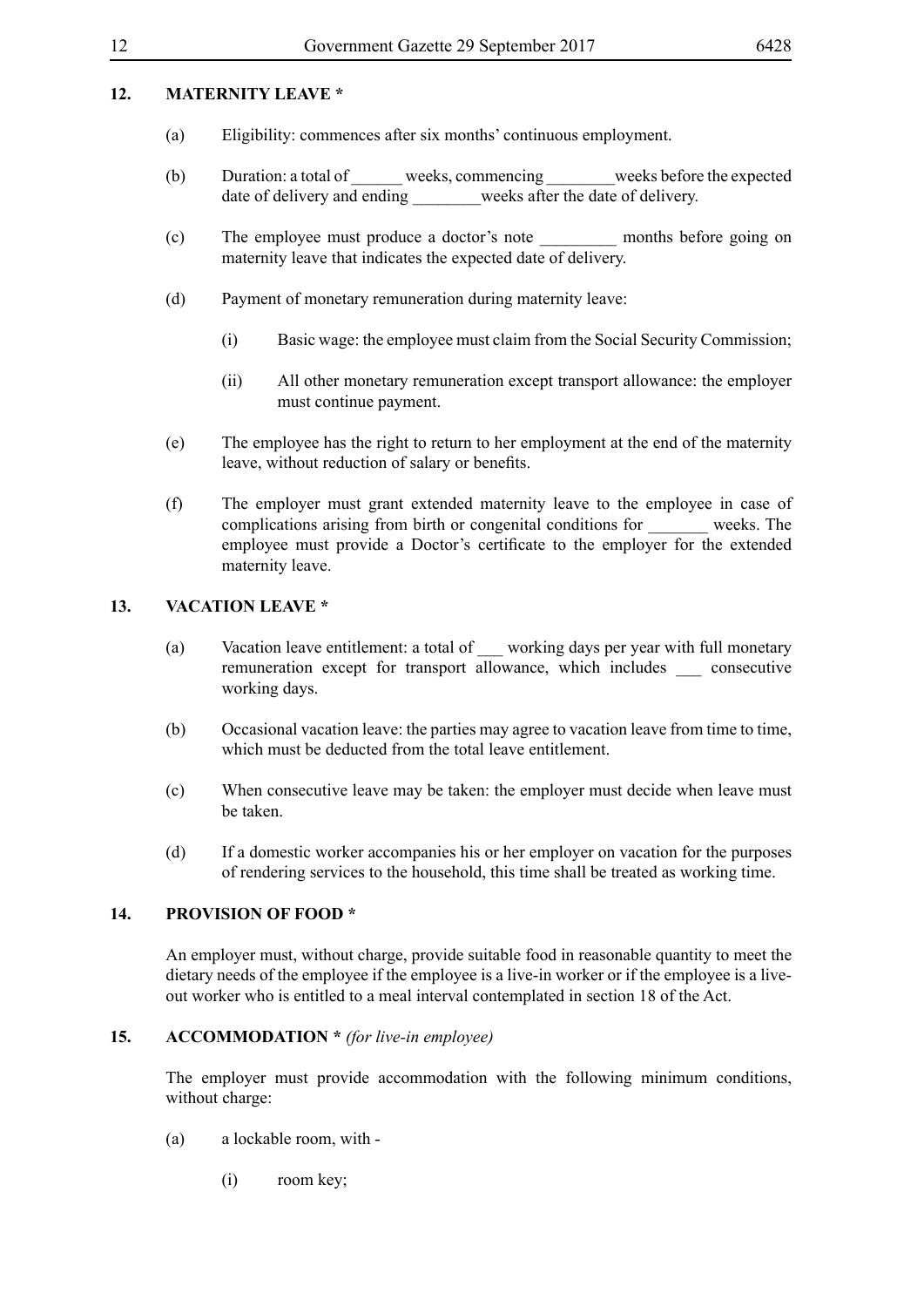## 12. MATERNITY LEAVE *

(a) Eligibility: commences after six months' continuous employment.

(b) Duration: a total of ______ weeks, commencing ________weeks before the expected date of delivery and ending ________weeks after the date of delivery.

(c) The employee must produce a doctor's note _________ months before going on maternity leave that indicates the expected date of delivery.

(d) Payment of monetary remuneration during maternity leave:

(i) Basic wage: the employee must claim from the Social Security Commission;

(ii) All other monetary remuneration except transport allowance: the employer must continue payment.

(e) The employee has the right to return to her employment at the end of the maternity leave, without reduction of salary or benefits.

(f) The employer must grant extended maternity leave to the employee in case of complications arising from birth or congenital conditions for _______ weeks. The employee must provide a Doctor's certificate to the employer for the extended maternity leave.

## 13. VACATION LEAVE *

(a) Vacation leave entitlement: a total of ___ working days per year with full monetary remuneration except for transport allowance, which includes ___ consecutive working days.

(b) Occasional vacation leave: the parties may agree to vacation leave from time to time, which must be deducted from the total leave entitlement.

(c) When consecutive leave may be taken: the employer must decide when leave must be taken.

(d) If a domestic worker accompanies his or her employer on vacation for the purposes of rendering services to the household, this time shall be treated as working time.

## 14. PROVISION OF FOOD *

An employer must, without charge, provide suitable food in reasonable quantity to meet the dietary needs of the employee if the employee is a live-in worker or if the employee is a live-out worker who is entitled to a meal interval contemplated in section 18 of the Act.

## 15. ACCOMMODATION * *(for live-in employee)*

The employer must provide accommodation with the following minimum conditions, without charge:

(a) a lockable room, with -

(i) room key;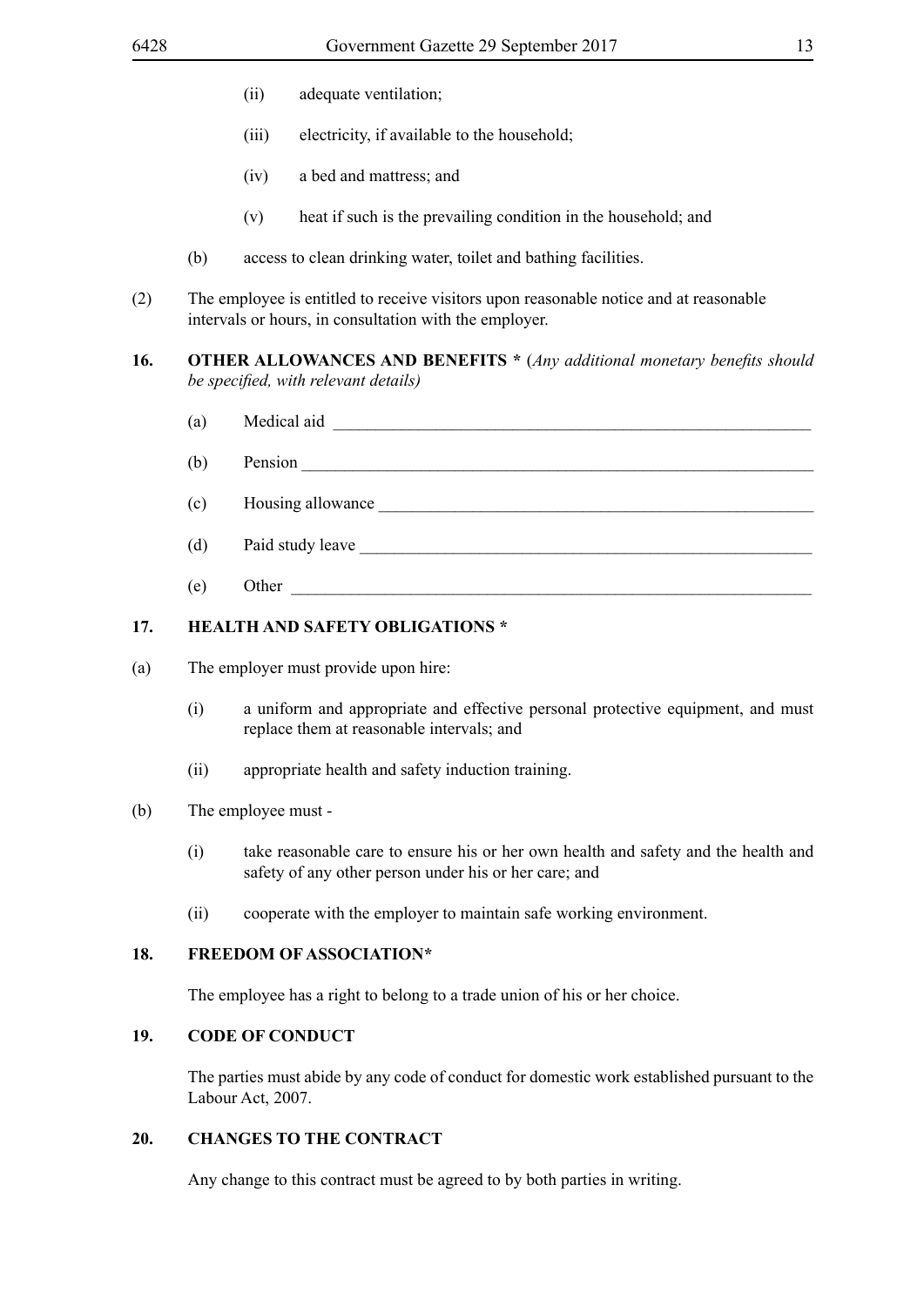(ii) adequate ventilation;

(iii) electricity, if available to the household;

(iv) a bed and mattress; and

(v) heat if such is the prevailing condition in the household; and

(b) access to clean drinking water, toilet and bathing facilities.

(2) The employee is entitled to receive visitors upon reasonable notice and at reasonable intervals or hours, in consultation with the employer.

**16. OTHER ALLOWANCES AND BENEFITS *** (*Any additional monetary benefits should be specified, with relevant details)*

(a) Medical aid ____________________________________________________________

(b) Pension ________________________________________________________________

(c) Housing allowance ______________________________________________________

(d) Paid study leave _______________________________________________________

(e) Other _________________________________________________________________

**17. HEALTH AND SAFETY OBLIGATIONS ***

(a) The employer must provide upon hire:

(i) a uniform and appropriate and effective personal protective equipment, and must replace them at reasonable intervals; and

(ii) appropriate health and safety induction training.

(b) The employee must -

(i) take reasonable care to ensure his or her own health and safety and the health and safety of any other person under his or her care; and

(ii) cooperate with the employer to maintain safe working environment.

**18. FREEDOM OF ASSOCIATION***

The employee has a right to belong to a trade union of his or her choice.

**19. CODE OF CONDUCT**

The parties must abide by any code of conduct for domestic work established pursuant to the Labour Act, 2007.

**20. CHANGES TO THE CONTRACT**

Any change to this contract must be agreed to by both parties in writing.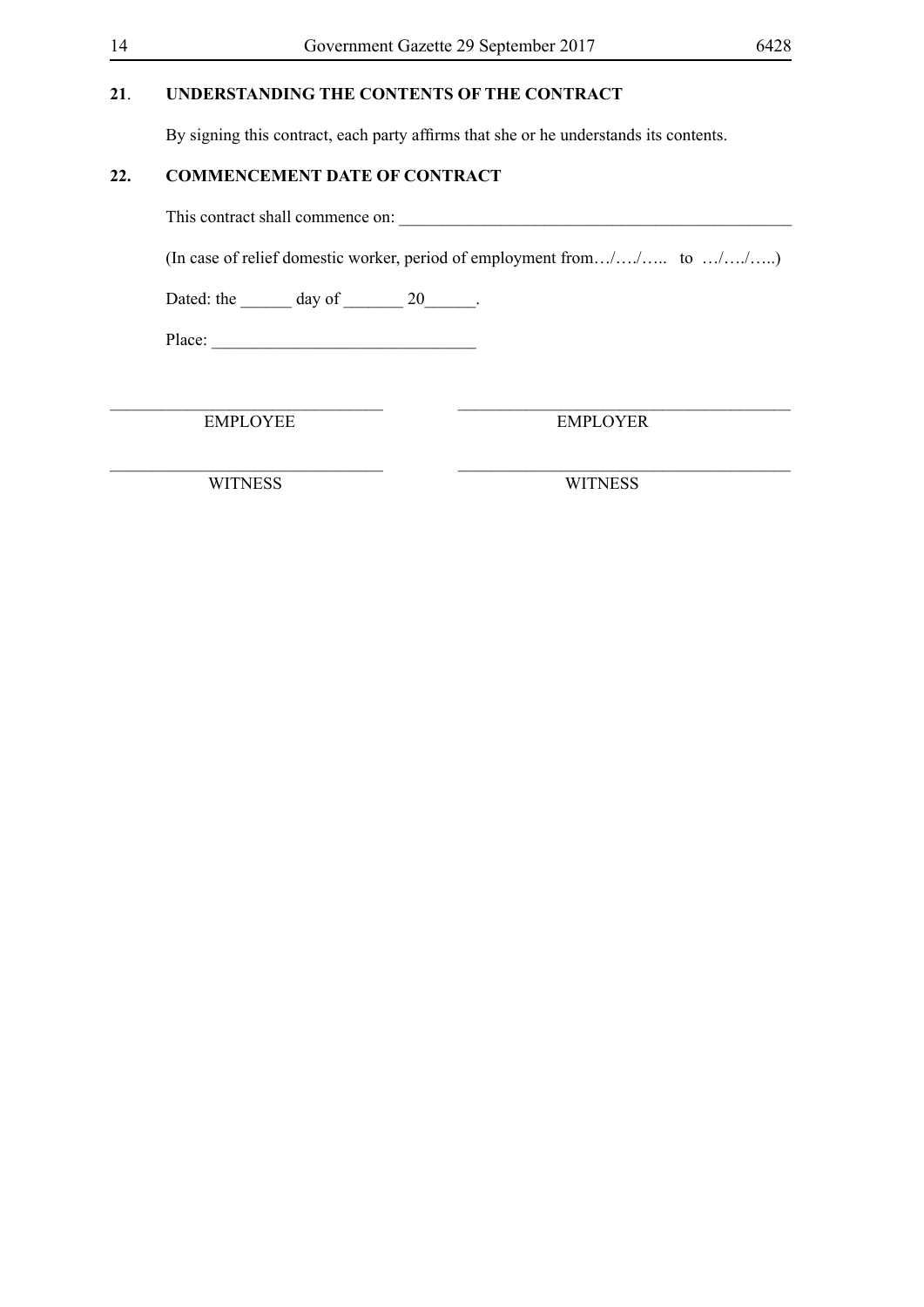## 21. UNDERSTANDING THE CONTENTS OF THE CONTRACT

By signing this contract, each party affirms that she or he understands its contents.

## 22. COMMENCEMENT DATE OF CONTRACT

This contract shall commence on: _______________________________________________

(In case of relief domestic worker, period of employment from…/…./….. to …/…./…..)

Dated: the ______ day of _______ 20______.

Place: _______________________________

| _______________________________ | _______________________________ |
|---|---|
| EMPLOYEE | EMPLOYER |
| _______________________________ | _______________________________ |
| WITNESS | WITNESS |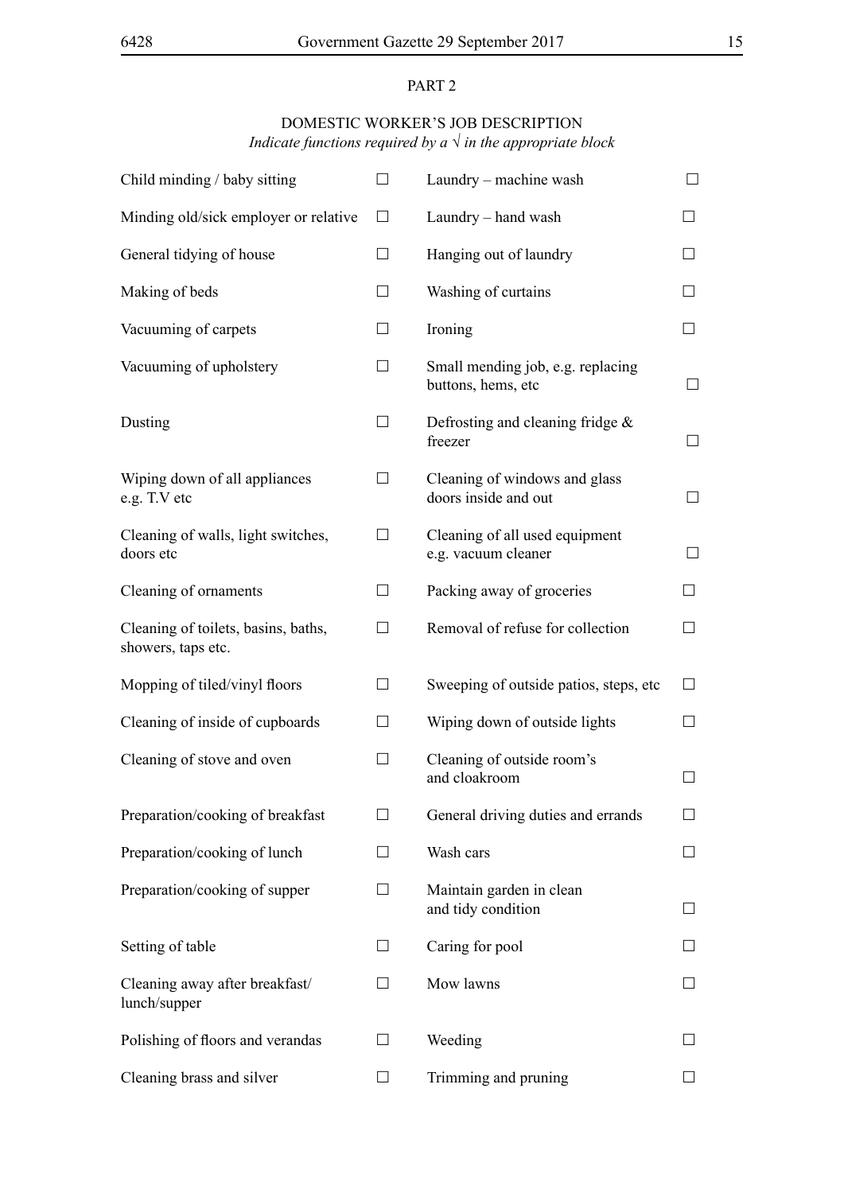## PART 2

### DOMESTIC WORKER'S JOB DESCRIPTION

*Indicate functions required by a √ in the appropriate block*

| | | | |
|---|---|---|---|
| Child minding / baby sitting | ☐ | Laundry – machine wash | ☐ |
| Minding old/sick employer or relative | ☐ | Laundry – hand wash | ☐ |
| General tidying of house | ☐ | Hanging out of laundry | ☐ |
| Making of beds | ☐ | Washing of curtains | ☐ |
| Vacuuming of carpets | ☐ | Ironing | ☐ |
| Vacuuming of upholstery | ☐ | Small mending job, e.g. replacing buttons, hems, etc | ☐ |
| Dusting | ☐ | Defrosting and cleaning fridge & freezer | ☐ |
| Wiping down of all appliances e.g. T.V etc | ☐ | Cleaning of windows and glass doors inside and out | ☐ |
| Cleaning of walls, light switches, doors etc | ☐ | Cleaning of all used equipment e.g. vacuum cleaner | ☐ |
| Cleaning of ornaments | ☐ | Packing away of groceries | ☐ |
| Cleaning of toilets, basins, baths, showers, taps etc. | ☐ | Removal of refuse for collection | ☐ |
| Mopping of tiled/vinyl floors | ☐ | Sweeping of outside patios, steps, etc | ☐ |
| Cleaning of inside of cupboards | ☐ | Wiping down of outside lights | ☐ |
| Cleaning of stove and oven | ☐ | Cleaning of outside room's and cloakroom | ☐ |
| Preparation/cooking of breakfast | ☐ | General driving duties and errands | ☐ |
| Preparation/cooking of lunch | ☐ | Wash cars | ☐ |
| Preparation/cooking of supper | ☐ | Maintain garden in clean and tidy condition | ☐ |
| Setting of table | ☐ | Caring for pool | ☐ |
| Cleaning away after breakfast/ lunch/supper | ☐ | Mow lawns | ☐ |
| Polishing of floors and verandas | ☐ | Weeding | ☐ |
| Cleaning brass and silver | ☐ | Trimming and pruning | ☐ |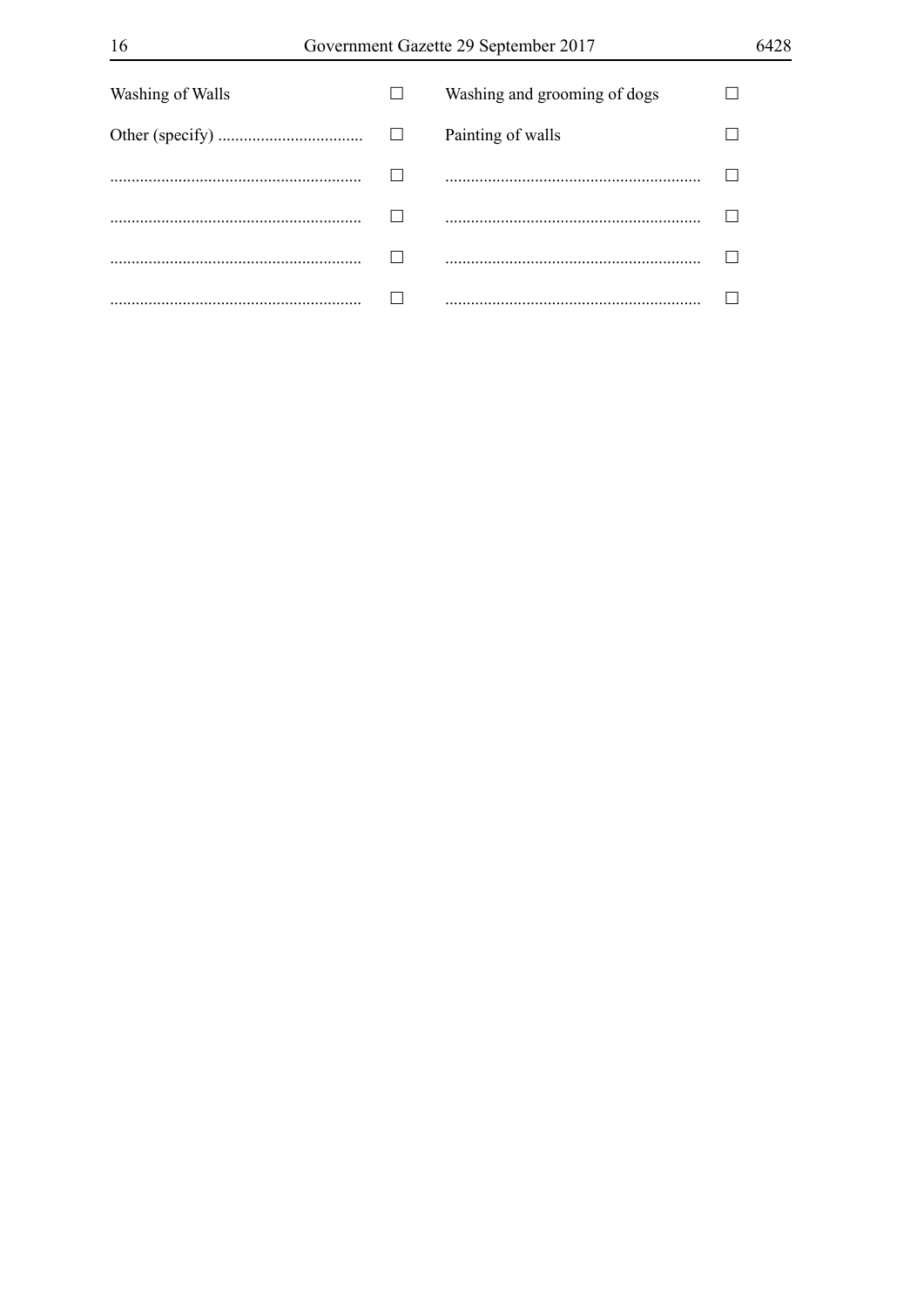| | | | |
|---|---|---|---|
| Washing of Walls | ☐ | Washing and grooming of dogs | ☐ |
| Other (specify) .................................. | ☐ | Painting of walls | ☐ |
| ........................................................... | ☐ | ........................................................... | ☐ |
| ........................................................... | ☐ | ........................................................... | ☐ |
| ........................................................... | ☐ | ........................................................... | ☐ |
| ........................................................... | ☐ | ........................................................... | ☐ |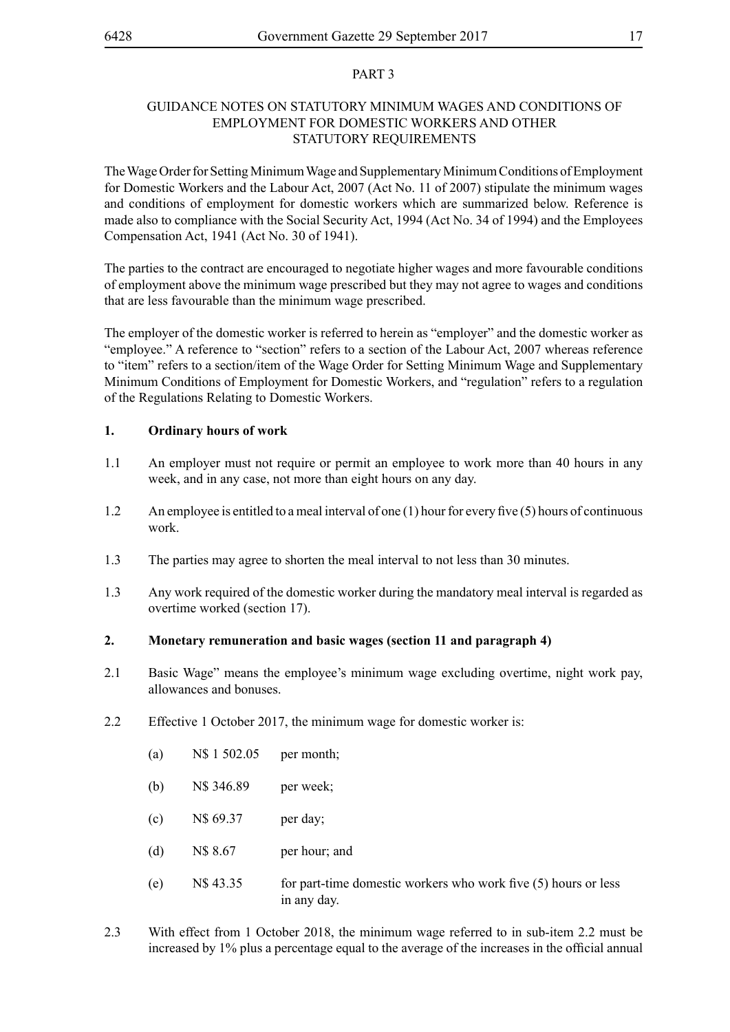PART 3

GUIDANCE NOTES ON STATUTORY MINIMUM WAGES AND CONDITIONS OF EMPLOYMENT FOR DOMESTIC WORKERS AND OTHER STATUTORY REQUIREMENTS

The Wage Order for Setting Minimum Wage and Supplementary Minimum Conditions of Employment for Domestic Workers and the Labour Act, 2007 (Act No. 11 of 2007) stipulate the minimum wages and conditions of employment for domestic workers which are summarized below. Reference is made also to compliance with the Social Security Act, 1994 (Act No. 34 of 1994) and the Employees Compensation Act, 1941 (Act No. 30 of 1941).

The parties to the contract are encouraged to negotiate higher wages and more favourable conditions of employment above the minimum wage prescribed but they may not agree to wages and conditions that are less favourable than the minimum wage prescribed.

The employer of the domestic worker is referred to herein as "employer" and the domestic worker as "employee." A reference to "section" refers to a section of the Labour Act, 2007 whereas reference to "item" refers to a section/item of the Wage Order for Setting Minimum Wage and Supplementary Minimum Conditions of Employment for Domestic Workers, and "regulation" refers to a regulation of the Regulations Relating to Domestic Workers.

**1. Ordinary hours of work**

1.1 An employer must not require or permit an employee to work more than 40 hours in any week, and in any case, not more than eight hours on any day.

1.2 An employee is entitled to a meal interval of one (1) hour for every five (5) hours of continuous work.

1.3 The parties may agree to shorten the meal interval to not less than 30 minutes.

1.3 Any work required of the domestic worker during the mandatory meal interval is regarded as overtime worked (section 17).

**2. Monetary remuneration and basic wages (section 11 and paragraph 4)**

2.1 Basic Wage" means the employee's minimum wage excluding overtime, night work pay, allowances and bonuses.

2.2 Effective 1 October 2017, the minimum wage for domestic worker is:

(a) N$ 1 502.05 per month;

(b) N$ 346.89 per week;

(c) N$ 69.37 per day;

(d) N$ 8.67 per hour; and

(e) N$ 43.35 for part-time domestic workers who work five (5) hours or less in any day.

2.3 With effect from 1 October 2018, the minimum wage referred to in sub-item 2.2 must be increased by 1% plus a percentage equal to the average of the increases in the official annual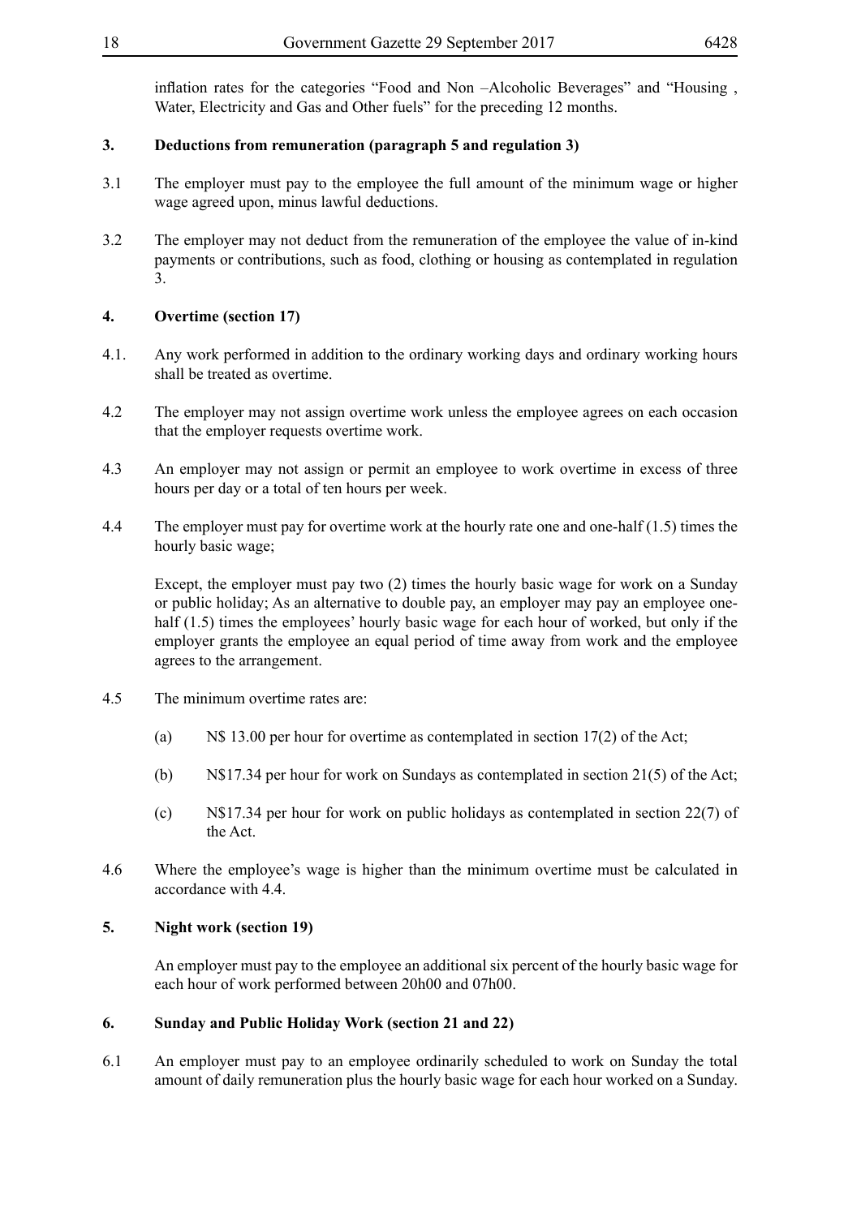inflation rates for the categories “Food and Non –Alcoholic Beverages” and “Housing , Water, Electricity and Gas and Other fuels” for the preceding 12 months.

**3. Deductions from remuneration (paragraph 5 and regulation 3)**

3.1 The employer must pay to the employee the full amount of the minimum wage or higher wage agreed upon, minus lawful deductions.

3.2 The employer may not deduct from the remuneration of the employee the value of in-kind payments or contributions, such as food, clothing or housing as contemplated in regulation 3.

**4. Overtime (section 17)**

4.1. Any work performed in addition to the ordinary working days and ordinary working hours shall be treated as overtime.

4.2 The employer may not assign overtime work unless the employee agrees on each occasion that the employer requests overtime work.

4.3 An employer may not assign or permit an employee to work overtime in excess of three hours per day or a total of ten hours per week.

4.4 The employer must pay for overtime work at the hourly rate one and one-half (1.5) times the hourly basic wage;

Except, the employer must pay two (2) times the hourly basic wage for work on a Sunday or public holiday; As an alternative to double pay, an employer may pay an employee one-half (1.5) times the employees' hourly basic wage for each hour of worked, but only if the employer grants the employee an equal period of time away from work and the employee agrees to the arrangement.

4.5 The minimum overtime rates are:

(a) N$ 13.00 per hour for overtime as contemplated in section 17(2) of the Act;

(b) N$17.34 per hour for work on Sundays as contemplated in section 21(5) of the Act;

(c) N$17.34 per hour for work on public holidays as contemplated in section 22(7) of the Act.

4.6 Where the employee's wage is higher than the minimum overtime must be calculated in accordance with 4.4.

**5. Night work (section 19)**

An employer must pay to the employee an additional six percent of the hourly basic wage for each hour of work performed between 20h00 and 07h00.

**6. Sunday and Public Holiday Work (section 21 and 22)**

6.1 An employer must pay to an employee ordinarily scheduled to work on Sunday the total amount of daily remuneration plus the hourly basic wage for each hour worked on a Sunday.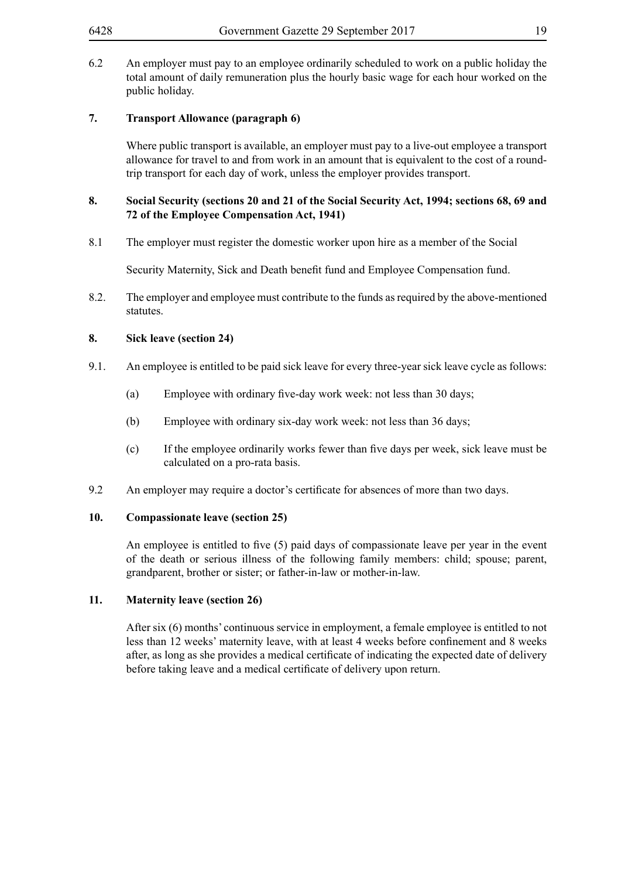6.2 An employer must pay to an employee ordinarily scheduled to work on a public holiday the total amount of daily remuneration plus the hourly basic wage for each hour worked on the public holiday.

**7. Transport Allowance (paragraph 6)**

Where public transport is available, an employer must pay to a live-out employee a transport allowance for travel to and from work in an amount that is equivalent to the cost of a round-trip transport for each day of work, unless the employer provides transport.

**8. Social Security (sections 20 and 21 of the Social Security Act, 1994; sections 68, 69 and 72 of the Employee Compensation Act, 1941)**

8.1 The employer must register the domestic worker upon hire as a member of the Social

Security Maternity, Sick and Death benefit fund and Employee Compensation fund.

8.2. The employer and employee must contribute to the funds as required by the above-mentioned statutes.

**8. Sick leave (section 24)**

9.1. An employee is entitled to be paid sick leave for every three-year sick leave cycle as follows:

(a) Employee with ordinary five-day work week: not less than 30 days;

(b) Employee with ordinary six-day work week: not less than 36 days;

(c) If the employee ordinarily works fewer than five days per week, sick leave must be calculated on a pro-rata basis.

9.2 An employer may require a doctor's certificate for absences of more than two days.

**10. Compassionate leave (section 25)**

An employee is entitled to five (5) paid days of compassionate leave per year in the event of the death or serious illness of the following family members: child; spouse; parent, grandparent, brother or sister; or father-in-law or mother-in-law.

**11. Maternity leave (section 26)**

After six (6) months' continuous service in employment, a female employee is entitled to not less than 12 weeks' maternity leave, with at least 4 weeks before confinement and 8 weeks after, as long as she provides a medical certificate of indicating the expected date of delivery before taking leave and a medical certificate of delivery upon return.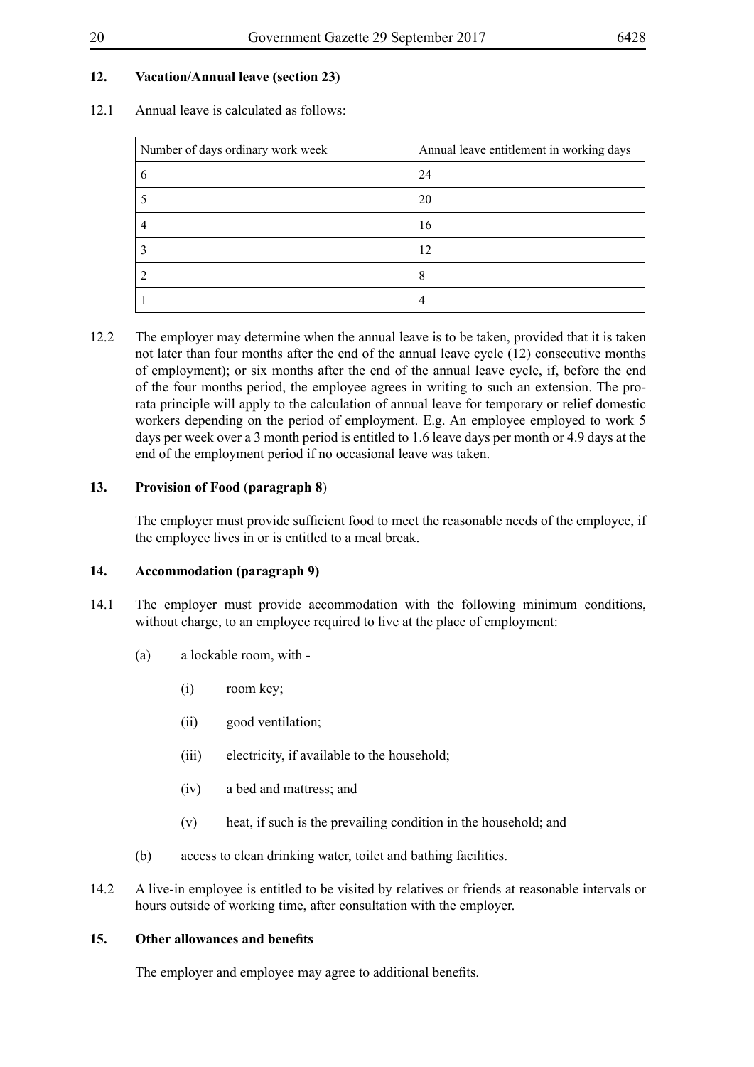## 12. Vacation/Annual leave (section 23)

12.1 Annual leave is calculated as follows:

| Number of days ordinary work week | Annual leave entitlement in working days |
|---|---|
| 6 | 24 |
| 5 | 20 |
| 4 | 16 |
| 3 | 12 |
| 2 | 8 |
| 1 | 4 |

12.2 The employer may determine when the annual leave is to be taken, provided that it is taken not later than four months after the end of the annual leave cycle (12) consecutive months of employment); or six months after the end of the annual leave cycle, if, before the end of the four months period, the employee agrees in writing to such an extension. The pro-rata principle will apply to the calculation of annual leave for temporary or relief domestic workers depending on the period of employment. E.g. An employee employed to work 5 days per week over a 3 month period is entitled to 1.6 leave days per month or 4.9 days at the end of the employment period if no occasional leave was taken.

## 13. Provision of Food (paragraph 8)

The employer must provide sufficient food to meet the reasonable needs of the employee, if the employee lives in or is entitled to a meal break.

## 14. Accommodation (paragraph 9)

14.1 The employer must provide accommodation with the following minimum conditions, without charge, to an employee required to live at the place of employment:

(a) a lockable room, with -

(i) room key;

(ii) good ventilation;

(iii) electricity, if available to the household;

(iv) a bed and mattress; and

(v) heat, if such is the prevailing condition in the household; and

(b) access to clean drinking water, toilet and bathing facilities.

14.2 A live-in employee is entitled to be visited by relatives or friends at reasonable intervals or hours outside of working time, after consultation with the employer.

## 15. Other allowances and benefits

The employer and employee may agree to additional benefits.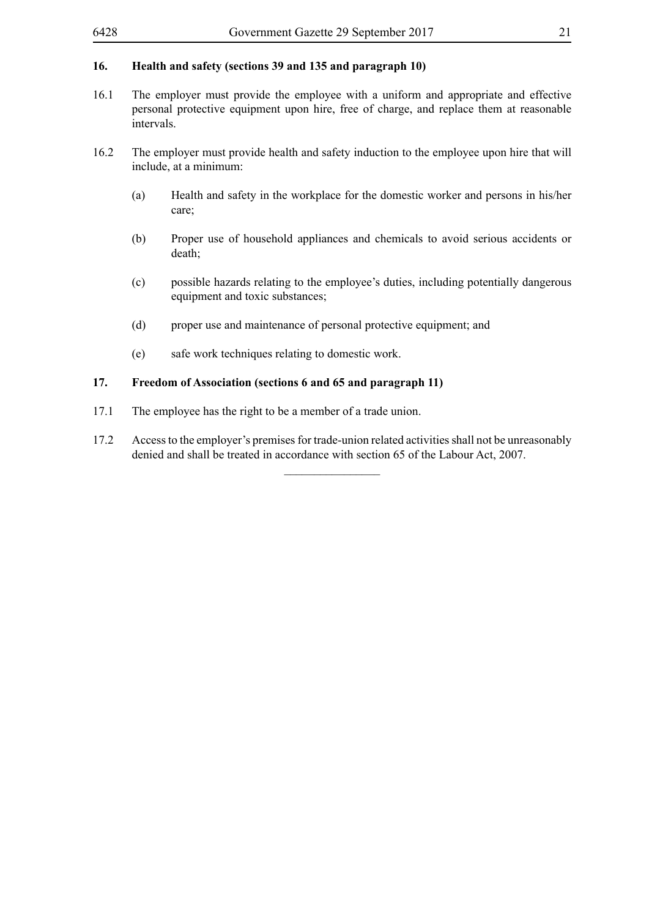**16. Health and safety (sections 39 and 135 and paragraph 10)**

16.1 The employer must provide the employee with a uniform and appropriate and effective personal protective equipment upon hire, free of charge, and replace them at reasonable intervals.

16.2 The employer must provide health and safety induction to the employee upon hire that will include, at a minimum:

(a) Health and safety in the workplace for the domestic worker and persons in his/her care;

(b) Proper use of household appliances and chemicals to avoid serious accidents or death;

(c) possible hazards relating to the employee's duties, including potentially dangerous equipment and toxic substances;

(d) proper use and maintenance of personal protective equipment; and

(e) safe work techniques relating to domestic work.

**17. Freedom of Association (sections 6 and 65 and paragraph 11)**

17.1 The employee has the right to be a member of a trade union.

17.2 Access to the employer's premises for trade-union related activities shall not be unreasonably denied and shall be treated in accordance with section 65 of the Labour Act, 2007.

________________